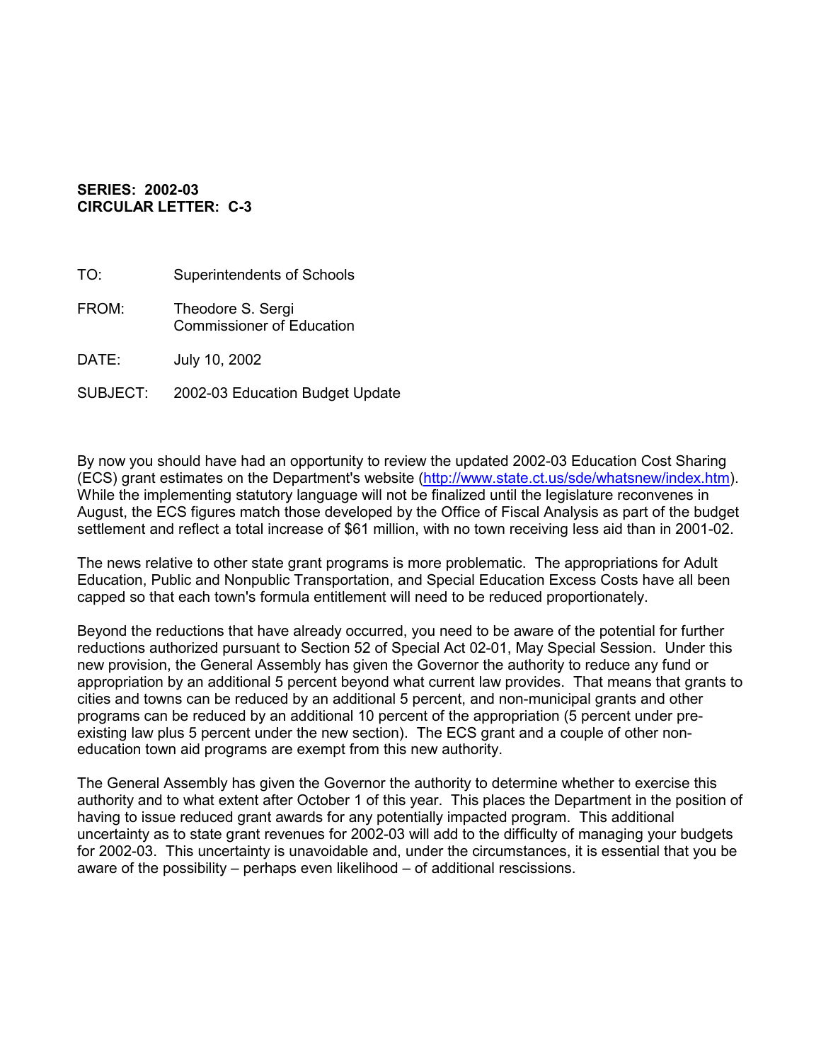**SERIES: 2002-03**
**CIRCULAR LETTER: C-3**

TO: Superintendents of Schools

FROM: Theodore S. Sergi
Commissioner of Education

DATE: July 10, 2002

SUBJECT: 2002-03 Education Budget Update

By now you should have had an opportunity to review the updated 2002-03 Education Cost Sharing (ECS) grant estimates on the Department's website (http://www.state.ct.us/sde/whatsnew/index.htm). While the implementing statutory language will not be finalized until the legislature reconvenes in August, the ECS figures match those developed by the Office of Fiscal Analysis as part of the budget settlement and reflect a total increase of $61 million, with no town receiving less aid than in 2001-02.

The news relative to other state grant programs is more problematic. The appropriations for Adult Education, Public and Nonpublic Transportation, and Special Education Excess Costs have all been capped so that each town's formula entitlement will need to be reduced proportionately.

Beyond the reductions that have already occurred, you need to be aware of the potential for further reductions authorized pursuant to Section 52 of Special Act 02-01, May Special Session. Under this new provision, the General Assembly has given the Governor the authority to reduce any fund or appropriation by an additional 5 percent beyond what current law provides. That means that grants to cities and towns can be reduced by an additional 5 percent, and non-municipal grants and other programs can be reduced by an additional 10 percent of the appropriation (5 percent under pre-existing law plus 5 percent under the new section). The ECS grant and a couple of other non-education town aid programs are exempt from this new authority.

The General Assembly has given the Governor the authority to determine whether to exercise this authority and to what extent after October 1 of this year. This places the Department in the position of having to issue reduced grant awards for any potentially impacted program. This additional uncertainty as to state grant revenues for 2002-03 will add to the difficulty of managing your budgets for 2002-03. This uncertainty is unavoidable and, under the circumstances, it is essential that you be aware of the possibility – perhaps even likelihood – of additional rescissions.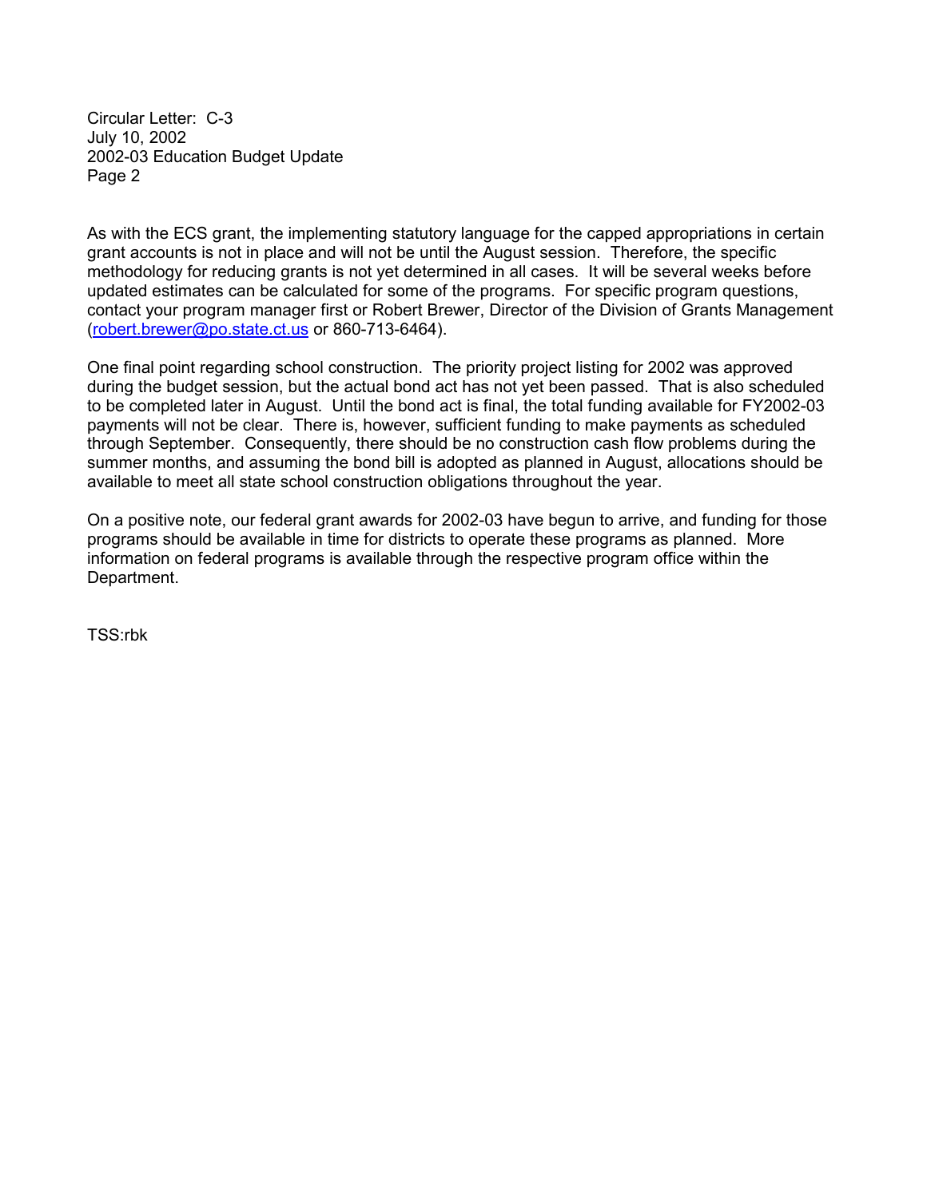As with the ECS grant, the implementing statutory language for the capped appropriations in certain grant accounts is not in place and will not be until the August session. Therefore, the specific methodology for reducing grants is not yet determined in all cases. It will be several weeks before updated estimates can be calculated for some of the programs. For specific program questions, contact your program manager first or Robert Brewer, Director of the Division of Grants Management (robert.brewer@po.state.ct.us or 860-713-6464).

One final point regarding school construction. The priority project listing for 2002 was approved during the budget session, but the actual bond act has not yet been passed. That is also scheduled to be completed later in August. Until the bond act is final, the total funding available for FY2002-03 payments will not be clear. There is, however, sufficient funding to make payments as scheduled through September. Consequently, there should be no construction cash flow problems during the summer months, and assuming the bond bill is adopted as planned in August, allocations should be available to meet all state school construction obligations throughout the year.

On a positive note, our federal grant awards for 2002-03 have begun to arrive, and funding for those programs should be available in time for districts to operate these programs as planned. More information on federal programs is available through the respective program office within the Department.

TSS:rbk